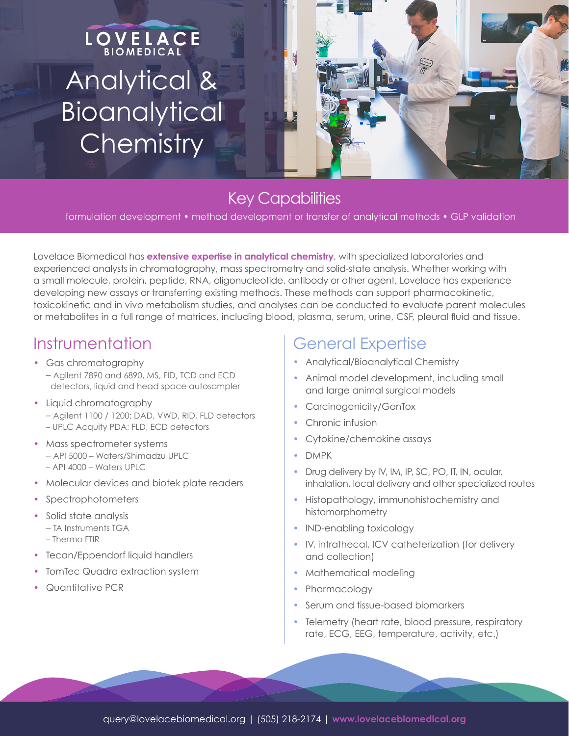LOVELACE
BIOMEDICAL

# Analytical & Bioanalytical Chemistry

## Key Capabilities

formulation development • method development or transfer of analytical methods • GLP validation

Lovelace Biomedical has **extensive expertise in analytical chemistry**, with specialized laboratories and experienced analysts in chromatography, mass spectrometry and solid-state analysis. Whether working with a small molecule, protein, peptide, RNA, oligonucleotide, antibody or other agent, Lovelace has experience developing new assays or transferring existing methods. These methods can support pharmacokinetic, toxicokinetic and in vivo metabolism studies, and analyses can be conducted to evaluate parent molecules or metabolites in a full range of matrices, including blood, plasma, serum, urine, CSF, pleural fluid and tissue.

## Instrumentation

- Gas chromatography
  – Agilent 7890 and 6890, MS, FID, TCD and ECD detectors, liquid and head space autosampler
- Liquid chromatography
  – Agilent 1100 / 1200; DAD, VWD, RID, FLD detectors
  – UPLC Acquity PDA; FLD, ECD detectors
- Mass spectrometer systems
  – API 5000 – Waters/Shimadzu UPLC
  – API 4000 – Waters UPLC
- Molecular devices and biotek plate readers
- Spectrophotometers
- Solid state analysis
  – TA Instruments TGA
  – Thermo FTIR
- Tecan/Eppendorf liquid handlers
- TomTec Quadra extraction system
- Quantitative PCR

## General Expertise

- Analytical/Bioanalytical Chemistry
- Animal model development, including small and large animal surgical models
- Carcinogenicity/GenTox
- Chronic infusion
- Cytokine/chemokine assays
- DMPK
- Drug delivery by IV, IM, IP, SC, PO, IT, IN, ocular, inhalation, local delivery and other specialized routes
- Histopathology, immunohistochemistry and histomorphometry
- IND-enabling toxicology
- IV, intrathecal, ICV catheterization (for delivery and collection)
- Mathematical modeling
- Pharmacology
- Serum and tissue-based biomarkers
- Telemetry (heart rate, blood pressure, respiratory rate, ECG, EEG, temperature, activity, etc.)

query@lovelacebiomedical.org | (505) 218-2174 | **www.lovelacebiomedical.org**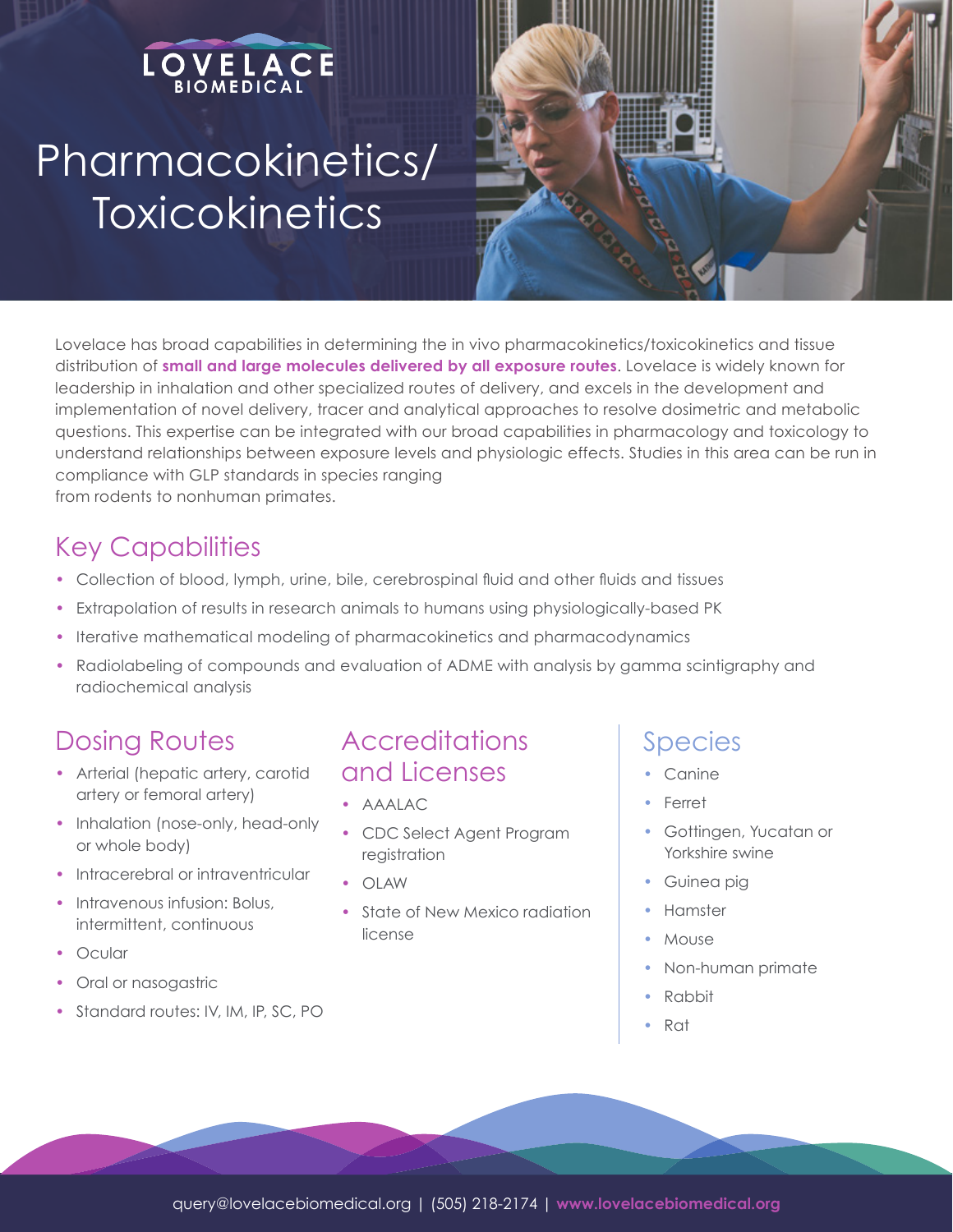LOVELACE BIOMEDICAL

# Pharmacokinetics/ Toxicokinetics

Lovelace has broad capabilities in determining the in vivo pharmacokinetics/toxicokinetics and tissue distribution of **small and large molecules delivered by all exposure routes**. Lovelace is widely known for leadership in inhalation and other specialized routes of delivery, and excels in the development and implementation of novel delivery, tracer and analytical approaches to resolve dosimetric and metabolic questions. This expertise can be integrated with our broad capabilities in pharmacology and toxicology to understand relationships between exposure levels and physiologic effects. Studies in this area can be run in compliance with GLP standards in species ranging from rodents to nonhuman primates.

## Key Capabilities

- Collection of blood, lymph, urine, bile, cerebrospinal fluid and other fluids and tissues
- Extrapolation of results in research animals to humans using physiologically-based PK
- Iterative mathematical modeling of pharmacokinetics and pharmacodynamics
- Radiolabeling of compounds and evaluation of ADME with analysis by gamma scintigraphy and radiochemical analysis

## Dosing Routes

- Arterial (hepatic artery, carotid artery or femoral artery)
- Inhalation (nose-only, head-only or whole body)
- Intracerebral or intraventricular
- Intravenous infusion: Bolus, intermittent, continuous
- Ocular
- Oral or nasogastric
- Standard routes: IV, IM, IP, SC, PO

## Accreditations and Licenses

- AAALAC
- CDC Select Agent Program registration
- OLAW
- State of New Mexico radiation license

## Species

- Canine
- Ferret
- Gottingen, Yucatan or Yorkshire swine
- Guinea pig
- Hamster
- Mouse
- Non-human primate
- Rabbit
- Rat

query@lovelacebiomedical.org | (505) 218-2174 | **www.lovelacebiomedical.org**